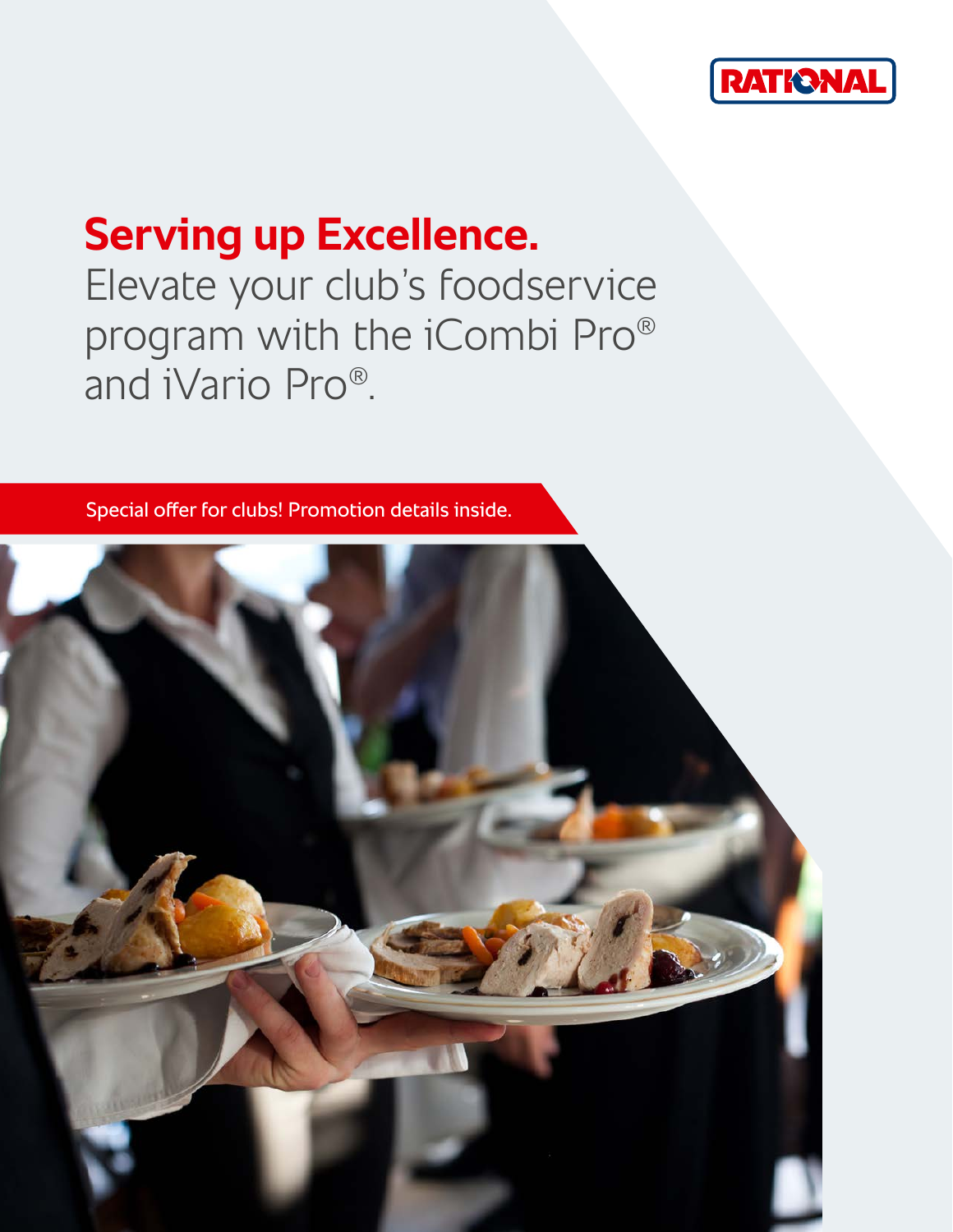RATIONAL

# Serving up Excellence.

Elevate your club's foodservice program with the iCombi Pro® and iVario Pro®.

Special offer for clubs! Promotion details inside.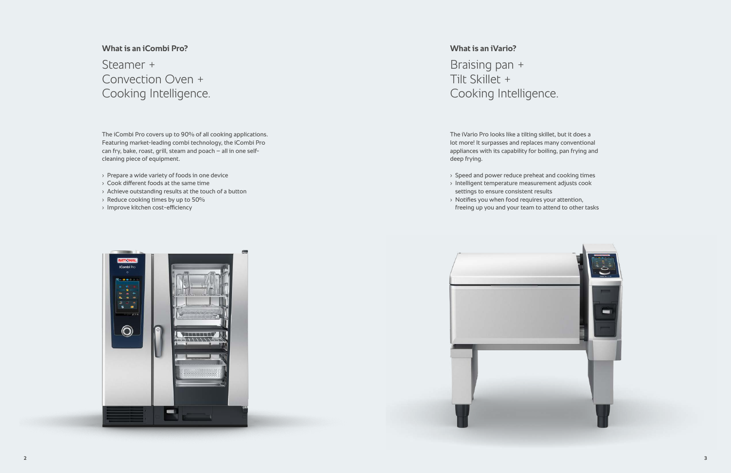## What is an iCombi Pro?

Steamer +
Convection Oven +
Cooking Intelligence.

The iCombi Pro covers up to 90% of all cooking applications. Featuring market-leading combi technology, the iCombi Pro can fry, bake, roast, grill, steam and poach – all in one self-cleaning piece of equipment.

- Prepare a wide variety of foods in one device
- Cook different foods at the same time
- Achieve outstanding results at the touch of a button
- Reduce cooking times by up to 50%
- Improve kitchen cost-efficiency

## What is an iVario?

Braising pan +
Tilt Skillet +
Cooking Intelligence.

The iVario Pro looks like a tilting skillet, but it does a lot more! It surpasses and replaces many conventional appliances with its capability for boiling, pan frying and deep frying.

- Speed and power reduce preheat and cooking times
- Intelligent temperature measurement adjusts cook settings to ensure consistent results
- Notifies you when food requires your attention, freeing up you and your team to attend to other tasks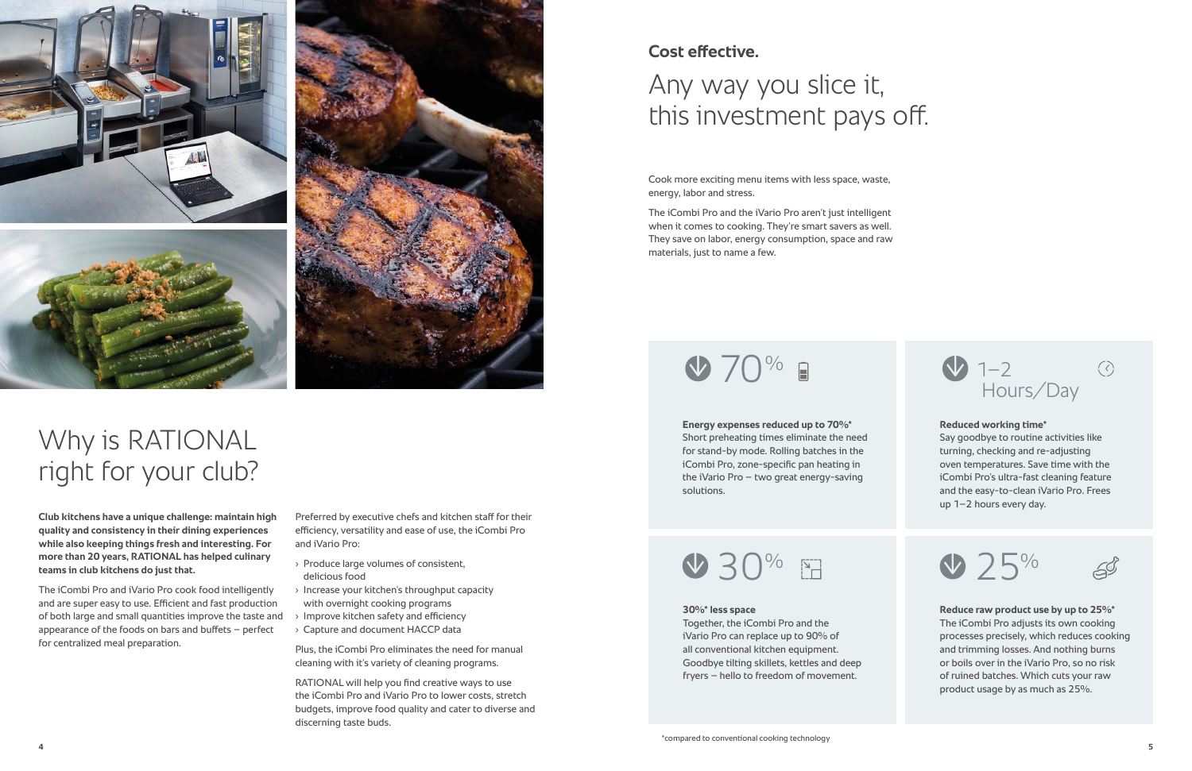# Why is RATIONAL right for your club?

**Club kitchens have a unique challenge: maintain high quality and consistency in their dining experiences while also keeping things fresh and interesting. For more than 20 years, RATIONAL has helped culinary teams in club kitchens do just that.**

The iCombi Pro and iVario Pro cook food intelligently and are super easy to use. Efficient and fast production of both large and small quantities improve the taste and appearance of the foods on bars and buffets – perfect for centralized meal preparation.

Preferred by executive chefs and kitchen staff for their efficiency, versatility and ease of use, the iCombi Pro and iVario Pro:

- Produce large volumes of consistent, delicious food
- Increase your kitchen's throughput capacity with overnight cooking programs
- Improve kitchen safety and efficiency
- Capture and document HACCP data

Plus, the iCombi Pro eliminates the need for manual cleaning with it's variety of cleaning programs.

RATIONAL will help you find creative ways to use the iCombi Pro and iVario Pro to lower costs, stretch budgets, improve food quality and cater to diverse and discerning taste buds.

## Cost effective.

## Any way you slice it, this investment pays off.

Cook more exciting menu items with less space, waste, energy, labor and stress.

The iCombi Pro and the iVario Pro aren't just intelligent when it comes to cooking. They're smart savers as well. They save on labor, energy consumption, space and raw materials, just to name a few.

### 70%

**Energy expenses reduced up to 70%***
Short preheating times eliminate the need for stand-by mode. Rolling batches in the iCombi Pro, zone-specific pan heating in the iVario Pro – two great energy-saving solutions.

### 1–2 Hours/Day

**Reduced working time***
Say goodbye to routine activities like turning, checking and re-adjusting oven temperatures. Save time with the iCombi Pro's ultra-fast cleaning feature and the easy-to-clean iVario Pro. Frees up 1–2 hours every day.

### 30%

**30%* less space**
Together, the iCombi Pro and the iVario Pro can replace up to 90% of all conventional kitchen equipment. Goodbye tilting skillets, kettles and deep fryers – hello to freedom of movement.

### 25%

**Reduce raw product use by up to 25%***
The iCombi Pro adjusts its own cooking processes precisely, which reduces cooking and trimming losses. And nothing burns or boils over in the iVario Pro, so no risk of ruined batches. Which cuts your raw product usage by as much as 25%.

*compared to conventional cooking technology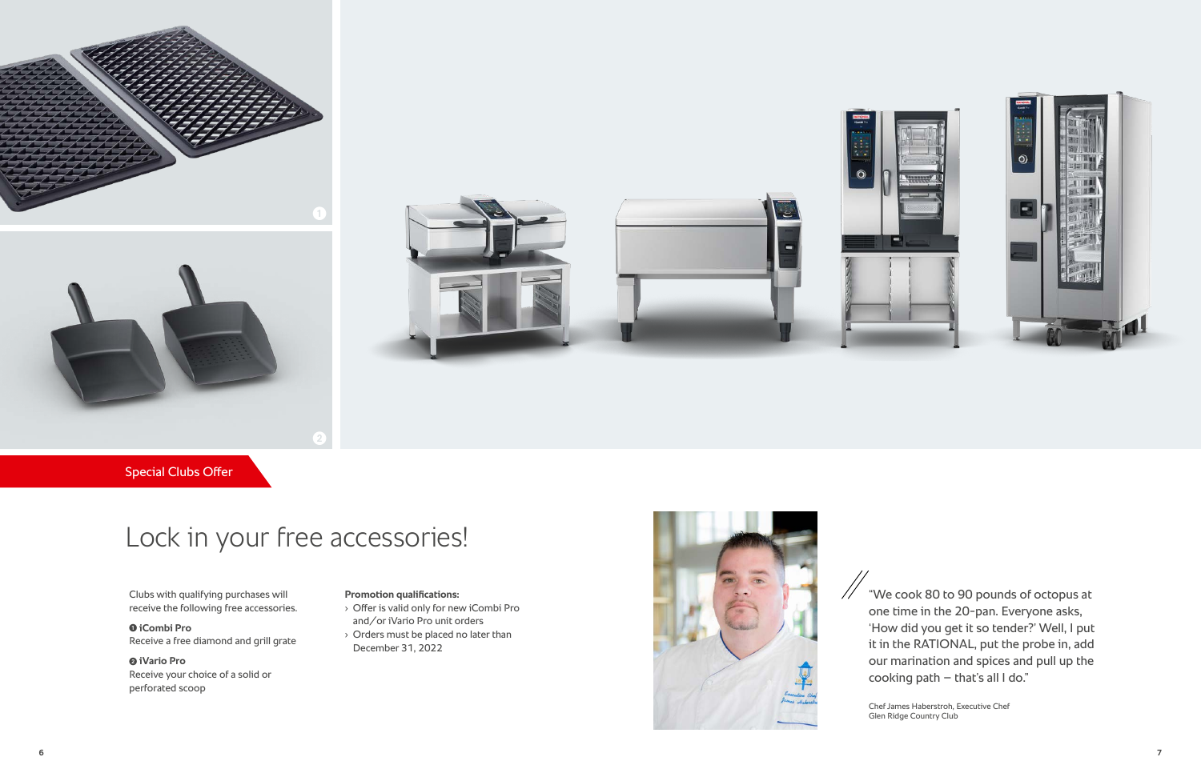Special Clubs Offer

# Lock in your free accessories!

Clubs with qualifying purchases will receive the following free accessories.

**❶ iCombi Pro**
Receive a free diamond and grill grate

**❷ iVario Pro**
Receive your choice of a solid or perforated scoop

**Promotion qualifications:**

- Offer is valid only for new iCombi Pro and/or iVario Pro unit orders
- Orders must be placed no later than December 31, 2022

"We cook 80 to 90 pounds of octopus at one time in the 20-pan. Everyone asks, 'How did you get it so tender?' Well, I put it in the RATIONAL, put the probe in, add our marination and spices and pull up the cooking path – that's all I do."

Chef James Haberstroh, Executive Chef
Glen Ridge Country Club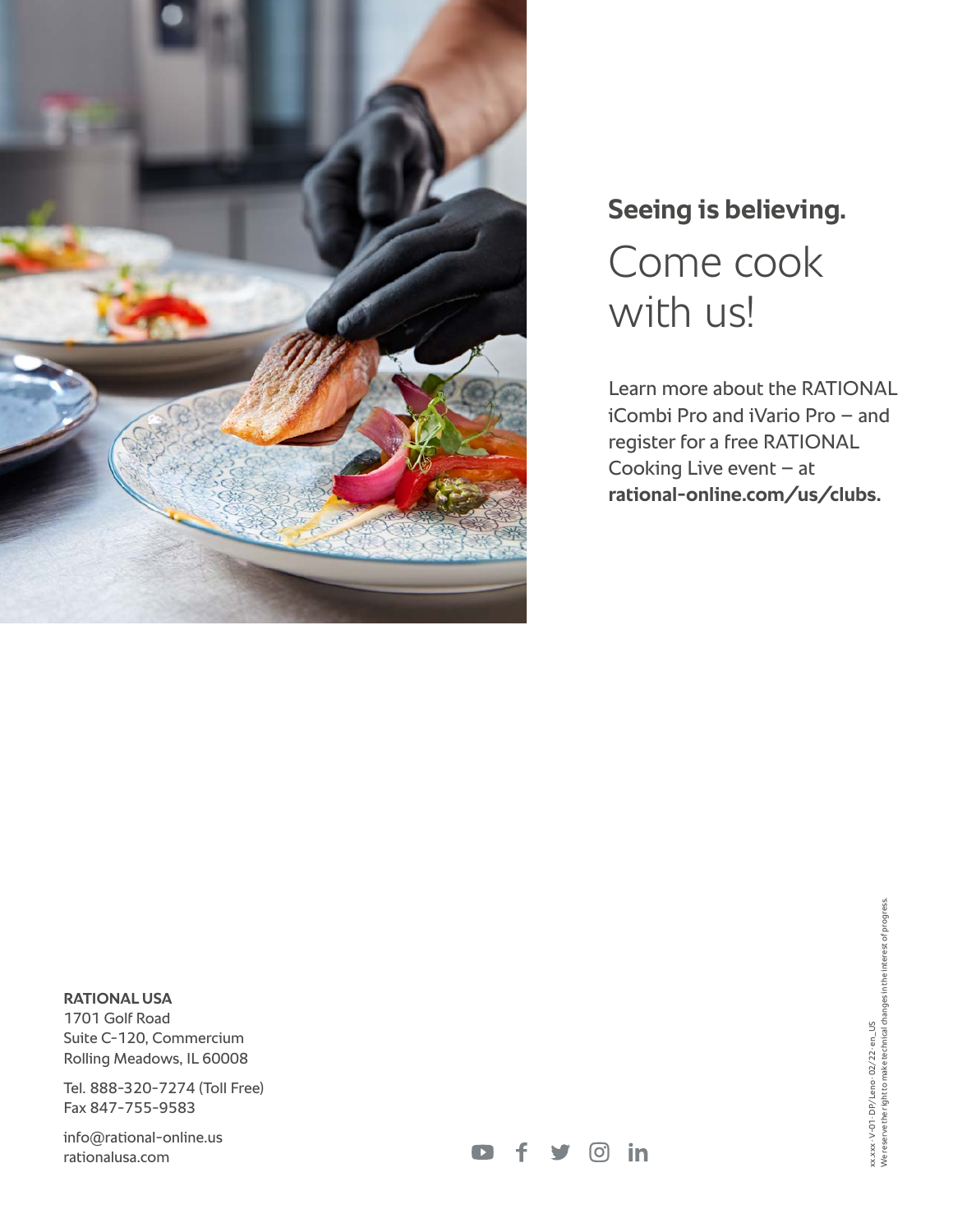**Seeing is believing.**

# Come cook with us!

Learn more about the RATIONAL iCombi Pro and iVario Pro – and register for a free RATIONAL Cooking Live event – at **rational-online.com/us/clubs.**

**RATIONAL USA**
1701 Golf Road
Suite C-120, Commercium
Rolling Meadows, IL 60008

Tel. 888-320-7274 (Toll Free)
Fax 847-755-9583

info@rational-online.us
rationalusa.com

xx.xxx · V-01 · DP/Leno · 02/22 · en_US
We reserve the right to make technical changes in the interest of progress.